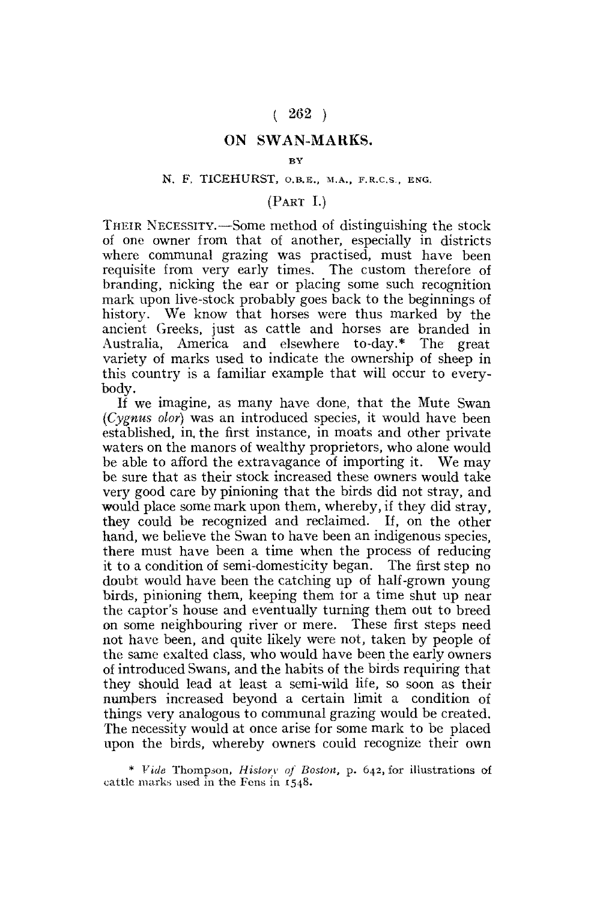# ON SWAN-MARKS.

BY

N. F. TICEHURST, O.B.E., M.A., F.R.C.S., ENG.

(PART I.)

THEIR NECESSITY.—Some method of distinguishing the stock of one owner from that of another, especially in districts where communal grazing was practised, must have been requisite from very early times. The custom therefore of branding, nicking the ear or placing some such recognition mark upon live-stock probably goes back to the beginnings of history. We know that horses were thus marked by the ancient Greeks, just as cattle and horses are branded in Australia, America and elsewhere to-day.* The great variety of marks used to indicate the ownership of sheep in this country is a familiar example that will occur to everybody.

If we imagine, as many have done, that the Mute Swan (*Cygnus olor*) was an introduced species, it would have been established, in the first instance, in moats and other private waters on the manors of wealthy proprietors, who alone would be able to afford the extravagance of importing it. We may be sure that as their stock increased these owners would take very good care by pinioning that the birds did not stray, and would place some mark upon them, whereby, if they did stray, they could be recognized and reclaimed. If, on the other hand, we believe the Swan to have been an indigenous species, there must have been a time when the process of reducing it to a condition of semi-domesticity began. The first step no doubt would have been the catching up of half-grown young birds, pinioning them, keeping them for a time shut up near the captor's house and eventually turning them out to breed on some neighbouring river or mere. These first steps need not have been, and quite likely were not, taken by people of the same exalted class, who would have been the early owners of introduced Swans, and the habits of the birds requiring that they should lead at least a semi-wild life, so soon as their numbers increased beyond a certain limit a condition of things very analogous to communal grazing would be created. The necessity would at once arise for some mark to be placed upon the birds, whereby owners could recognize their own

\* *Vide* Thompson, *History of Boston*, p. 642, for illustrations of cattle marks used in the Fens in 1548.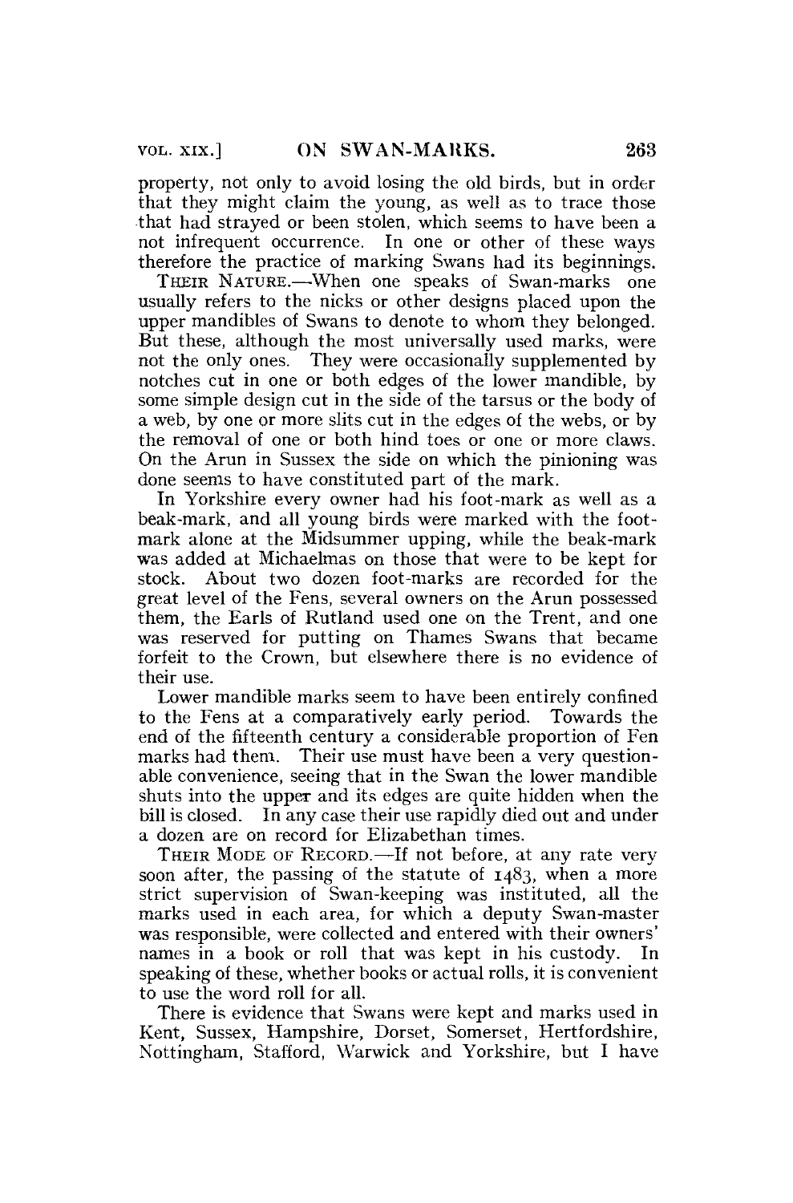property, not only to avoid losing the old birds, but in order that they might claim the young, as well as to trace those that had strayed or been stolen, which seems to have been a not infrequent occurrence. In one or other of these ways therefore the practice of marking Swans had its beginnings.

THEIR NATURE.—When one speaks of Swan-marks one usually refers to the nicks or other designs placed upon the upper mandibles of Swans to denote to whom they belonged. But these, although the most universally used marks, were not the only ones. They were occasionally supplemented by notches cut in one or both edges of the lower mandible, by some simple design cut in the side of the tarsus or the body of a web, by one or more slits cut in the edges of the webs, or by the removal of one or both hind toes or one or more claws. On the Arun in Sussex the side on which the pinioning was done seems to have constituted part of the mark.

In Yorkshire every owner had his foot-mark as well as a beak-mark, and all young birds were marked with the foot-mark alone at the Midsummer upping, while the beak-mark was added at Michaelmas on those that were to be kept for stock. About two dozen foot-marks are recorded for the great level of the Fens, several owners on the Arun possessed them, the Earls of Rutland used one on the Trent, and one was reserved for putting on Thames Swans that became forfeit to the Crown, but elsewhere there is no evidence of their use.

Lower mandible marks seem to have been entirely confined to the Fens at a comparatively early period. Towards the end of the fifteenth century a considerable proportion of Fen marks had them. Their use must have been a very questionable convenience, seeing that in the Swan the lower mandible shuts into the upper and its edges are quite hidden when the bill is closed. In any case their use rapidly died out and under a dozen are on record for Elizabethan times.

THEIR MODE OF RECORD.—If not before, at any rate very soon after, the passing of the statute of 1483, when a more strict supervision of Swan-keeping was instituted, all the marks used in each area, for which a deputy Swan-master was responsible, were collected and entered with their owners' names in a book or roll that was kept in his custody. In speaking of these, whether books or actual rolls, it is convenient to use the word roll for all.

There is evidence that Swans were kept and marks used in Kent, Sussex, Hampshire, Dorset, Somerset, Hertfordshire, Nottingham, Stafford, Warwick and Yorkshire, but I have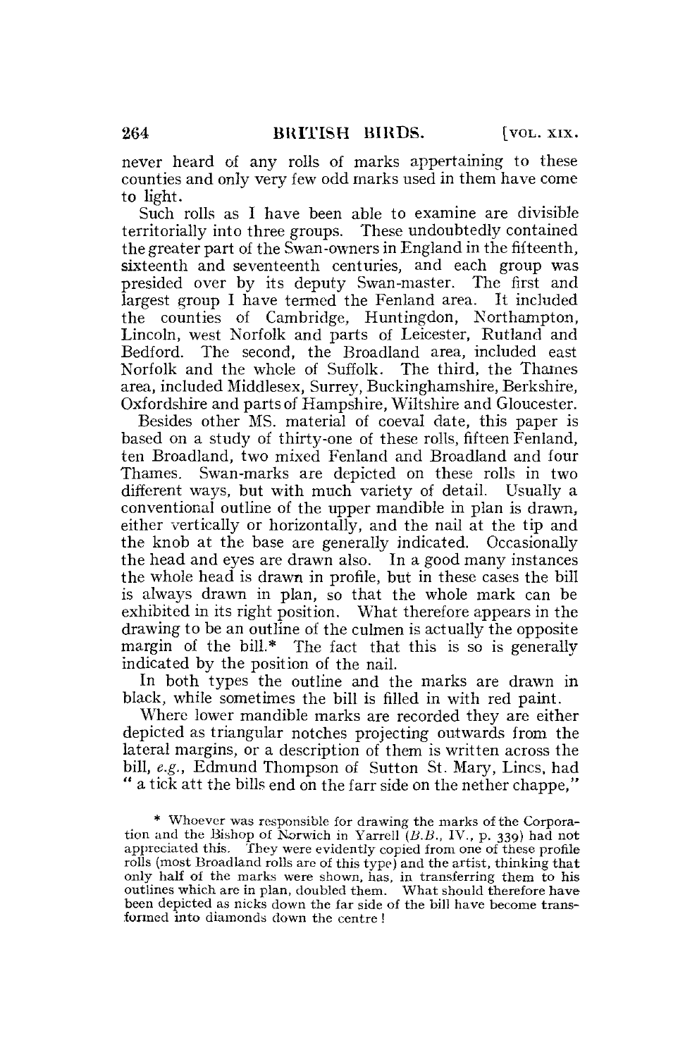never heard of any rolls of marks appertaining to these counties and only very few odd marks used in them have come to light.

Such rolls as I have been able to examine are divisible territorially into three groups. These undoubtedly contained the greater part of the Swan-owners in England in the fifteenth, sixteenth and seventeenth centuries, and each group was presided over by its deputy Swan-master. The first and largest group I have termed the Fenland area. It included the counties of Cambridge, Huntingdon, Northampton, Lincoln, west Norfolk and parts of Leicester, Rutland and Bedford. The second, the Broadland area, included east Norfolk and the whole of Suffolk. The third, the Thames area, included Middlesex, Surrey, Buckinghamshire, Berkshire, Oxfordshire and parts of Hampshire, Wiltshire and Gloucester.

Besides other MS. material of coeval date, this paper is based on a study of thirty-one of these rolls, fifteen Fenland, ten Broadland, two mixed Fenland and Broadland and four Thames. Swan-marks are depicted on these rolls in two different ways, but with much variety of detail. Usually a conventional outline of the upper mandible in plan is drawn, either vertically or horizontally, and the nail at the tip and the knob at the base are generally indicated. Occasionally the head and eyes are drawn also. In a good many instances the whole head is drawn in profile, but in these cases the bill is always drawn in plan, so that the whole mark can be exhibited in its right position. What therefore appears in the drawing to be an outline of the culmen is actually the opposite margin of the bill.* The fact that this is so is generally indicated by the position of the nail.

In both types the outline and the marks are drawn in black, while sometimes the bill is filled in with red paint.

Where lower mandible marks are recorded they are either depicted as triangular notches projecting outwards from the lateral margins, or a description of them is written across the bill, *e.g.*, Edmund Thompson of Sutton St. Mary, Lincs, had " a tick att the bills end on the farr side on the nether chappe,"

---

\* Whoever was responsible for drawing the marks of the Corporation and the Bishop of Norwich in Yarrell (*B.B.*, IV., p. 339) had not appreciated this. They were evidently copied from one of these profile rolls (most Broadland rolls are of this type) and the artist, thinking that only half of the marks were shown, has, in transferring them to his outlines which are in plan, doubled them. What should therefore have been depicted as nicks down the far side of the bill have become transformed into diamonds down the centre !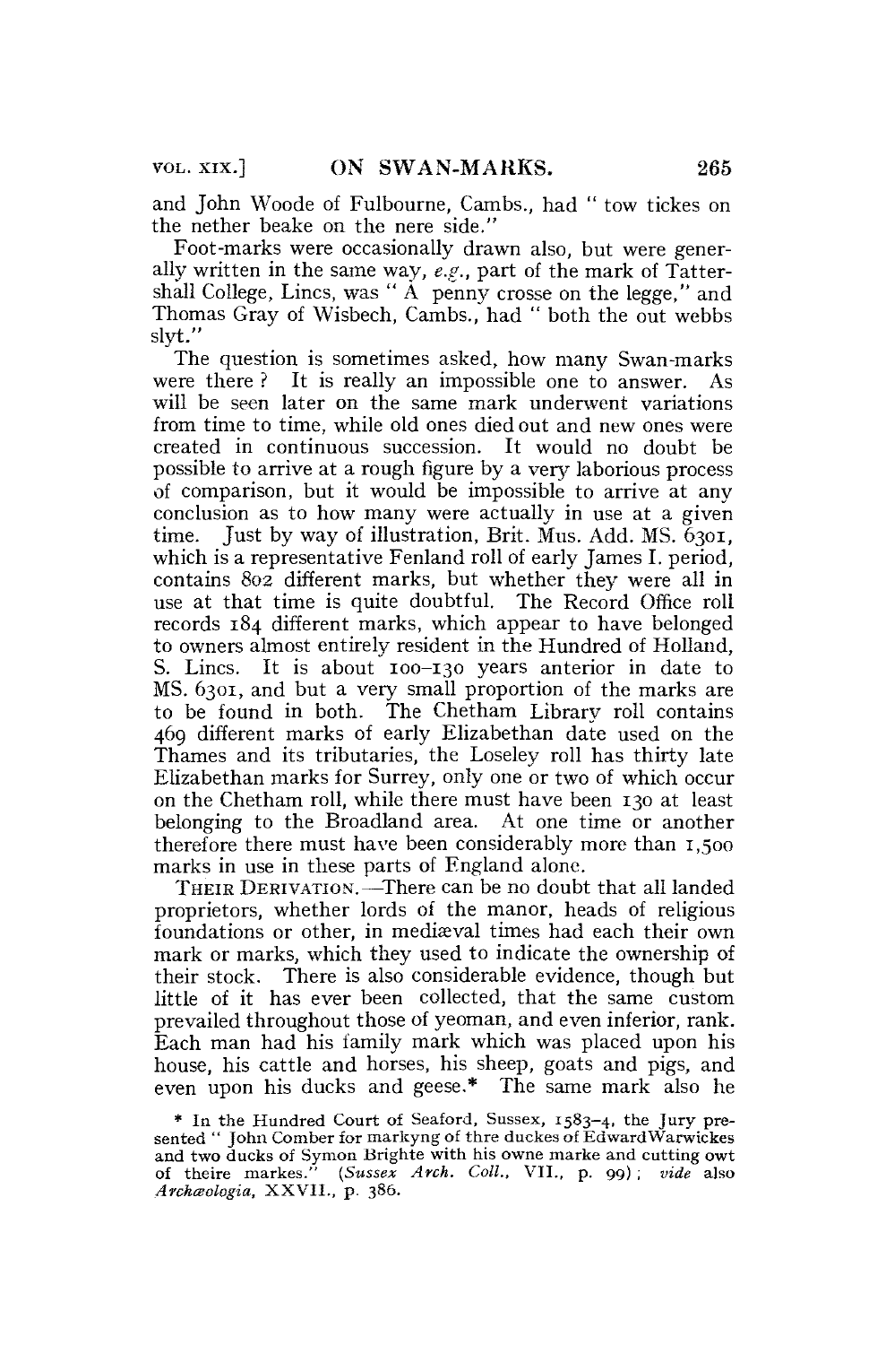and John Woode of Fulbourne, Cambs., had " tow tickes on the nether beake on the nere side."

Foot-marks were occasionally drawn also, but were generally written in the same way, *e.g.*, part of the mark of Tattershall College, Lincs, was " A penny crosse on the legge," and Thomas Gray of Wisbech, Cambs., had " both the out webbs slyt."

The question is sometimes asked, how many Swan-marks were there ? It is really an impossible one to answer. As will be seen later on the same mark underwent variations from time to time, while old ones died out and new ones were created in continuous succession. It would no doubt be possible to arrive at a rough figure by a very laborious process of comparison, but it would be impossible to arrive at any conclusion as to how many were actually in use at a given time. Just by way of illustration, Brit. Mus. Add. MS. 6301, which is a representative Fenland roll of early James I. period, contains 802 different marks, but whether they were all in use at that time is quite doubtful. The Record Office roll records 184 different marks, which appear to have belonged to owners almost entirely resident in the Hundred of Holland, S. Lincs. It is about 100–130 years anterior in date to MS. 6301, and but a very small proportion of the marks are to be found in both. The Chetham Library roll contains 469 different marks of early Elizabethan date used on the Thames and its tributaries, the Loseley roll has thirty late Elizabethan marks for Surrey, only one or two of which occur on the Chetham roll, while there must have been 130 at least belonging to the Broadland area. At one time or another therefore there must have been considerably more than 1,500 marks in use in these parts of England alone.

THEIR DERIVATION.—There can be no doubt that all landed proprietors, whether lords of the manor, heads of religious foundations or other, in mediæval times had each their own mark or marks, which they used to indicate the ownership of their stock. There is also considerable evidence, though but little of it has ever been collected, that the same custom prevailed throughout those of yeoman, and even inferior, rank. Each man had his family mark which was placed upon his house, his cattle and horses, his sheep, goats and pigs, and even upon his ducks and geese.* The same mark also he

* In the Hundred Court of Seaford, Sussex, 1583–4, the Jury presented " John Comber for markyng of thre duckes of EdwardWarwickes and two ducks of Symon Brighte with his owne marke and cutting owt of theire markes." (*Sussex Arch. Coll.*, VII., p. 99) ; *vide* also *Archæologia*, XXVII., p. 386.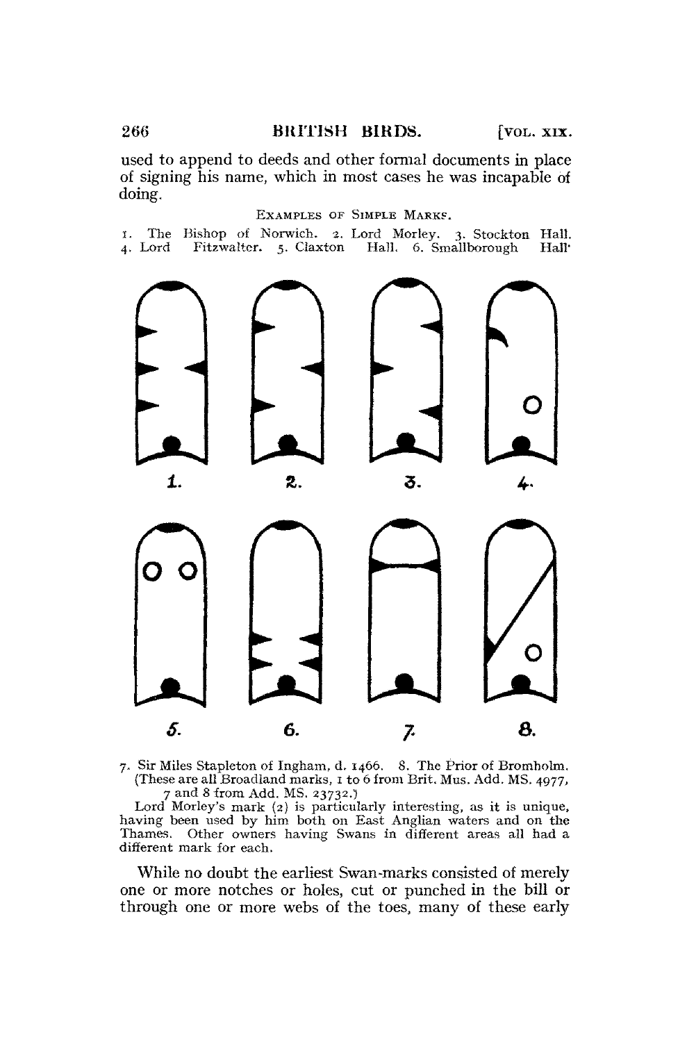used to append to deeds and other formal documents in place of signing his name, which in most cases he was incapable of doing.

EXAMPLES OF SIMPLE MARKS.

1. The Bishop of Norwich. 2. Lord Morley. 3. Stockton Hall. 4. Lord Fitzwalter. 5. Claxton Hall. 6. Smallborough Hall.

1. 2. 3. 4.

5. 6. 7. 8.

7. Sir Miles Stapleton of Ingham, d. 1466. 8. The Prior of Bromholm. (These are all Broadland marks, 1 to 6 from Brit. Mus. Add. MS. 4977, 7 and 8 from Add. MS. 23732.)

Lord Morley's mark (2) is particularly interesting, as it is unique, having been used by him both on East Anglian waters and on the Thames. Other owners having Swans in different areas all had a different mark for each.

While no doubt the earliest Swan-marks consisted of merely one or more notches or holes, cut or punched in the bill or through one or more webs of the toes, many of these early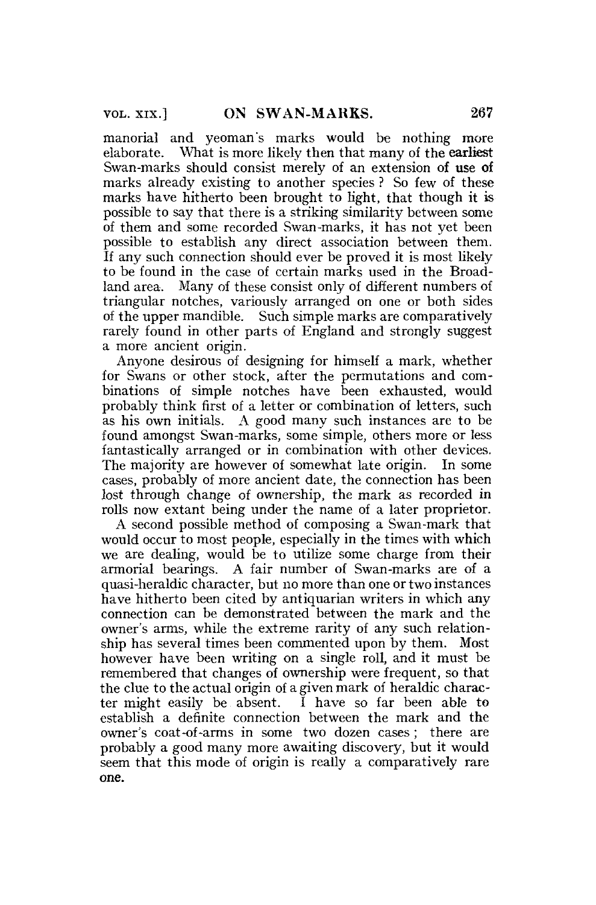manorial and yeoman's marks would be nothing more elaborate. What is more likely then that many of the earliest Swan-marks should consist merely of an extension of use of marks already existing to another species? So few of these marks have hitherto been brought to light, that though it is possible to say that there is a striking similarity between some of them and some recorded Swan-marks, it has not yet been possible to establish any direct association between them. If any such connection should ever be proved it is most likely to be found in the case of certain marks used in the Broadland area. Many of these consist only of different numbers of triangular notches, variously arranged on one or both sides of the upper mandible. Such simple marks are comparatively rarely found in other parts of England and strongly suggest a more ancient origin.

Anyone desirous of designing for himself a mark, whether for Swans or other stock, after the permutations and combinations of simple notches have been exhausted, would probably think first of a letter or combination of letters, such as his own initials. A good many such instances are to be found amongst Swan-marks, some simple, others more or less fantastically arranged or in combination with other devices. The majority are however of somewhat late origin. In some cases, probably of more ancient date, the connection has been lost through change of ownership, the mark as recorded in rolls now extant being under the name of a later proprietor.

A second possible method of composing a Swan-mark that would occur to most people, especially in the times with which we are dealing, would be to utilize some charge from their armorial bearings. A fair number of Swan-marks are of a quasi-heraldic character, but no more than one or two instances have hitherto been cited by antiquarian writers in which any connection can be demonstrated between the mark and the owner's arms, while the extreme rarity of any such relationship has several times been commented upon by them. Most however have been writing on a single roll, and it must be remembered that changes of ownership were frequent, so that the clue to the actual origin of a given mark of heraldic character might easily be absent. I have so far been able to establish a definite connection between the mark and the owner's coat-of-arms in some two dozen cases; there are probably a good many more awaiting discovery, but it would seem that this mode of origin is really a comparatively rare one.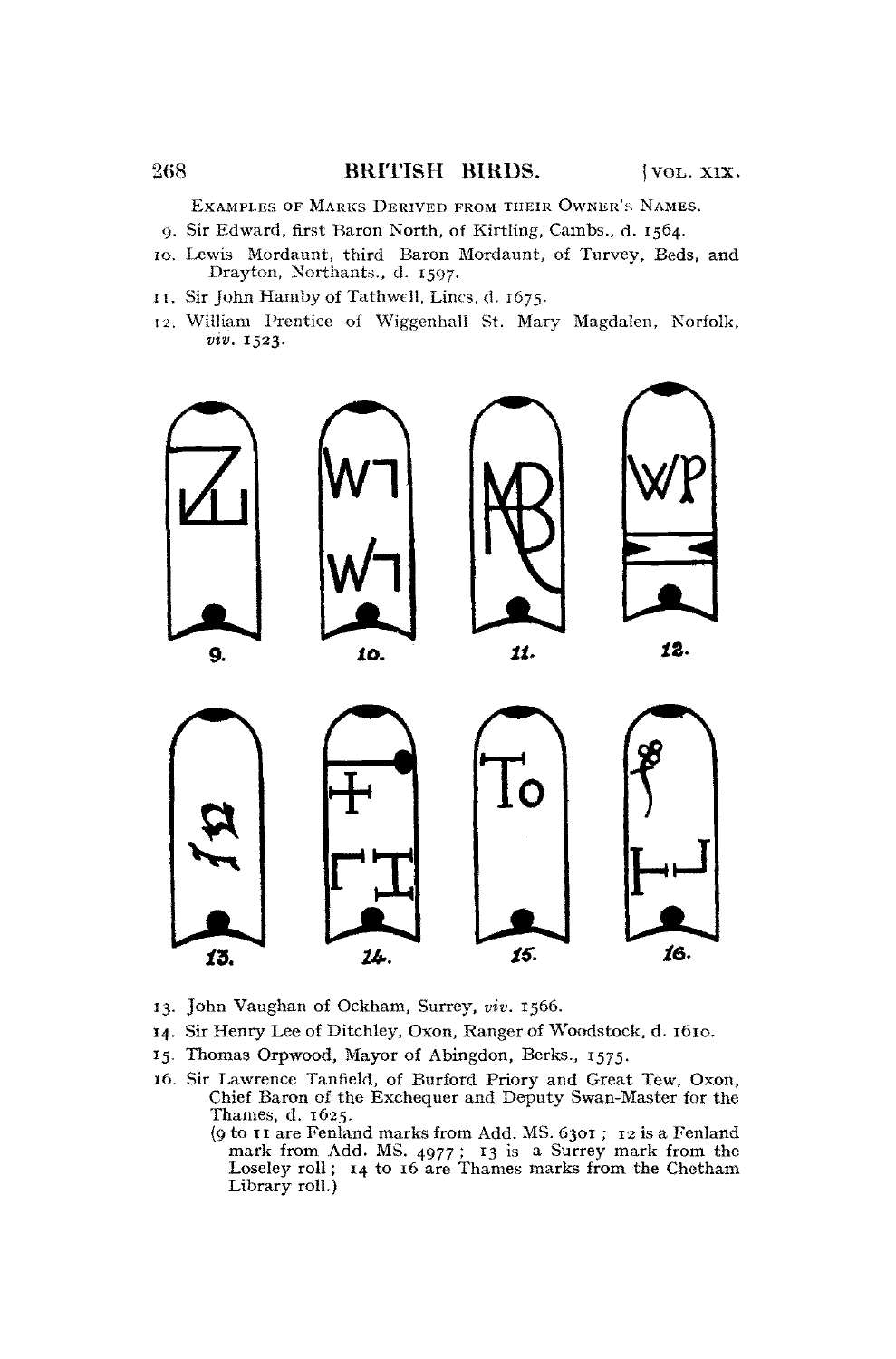EXAMPLES OF MARKS DERIVED FROM THEIR OWNER'S NAMES.

9. Sir Edward, first Baron North, of Kirtling, Cambs., d. 1564.
10. Lewis Mordaunt, third Baron Mordaunt, of Turvey, Beds, and Drayton, Northants., d. 1597.
11. Sir John Hamby of Tathwell, Lincs, d. 1675.
12. William Prentice of Wiggenhall St. Mary Magdalen, Norfolk, *viv.* 1523.

9. 10. 11. 12.

13. 14. 15. 16.

13. John Vaughan of Ockham, Surrey, *viv.* 1566.
14. Sir Henry Lee of Ditchley, Oxon, Ranger of Woodstock, d. 1610.
15. Thomas Orpwood, Mayor of Abingdon, Berks., 1575.
16. Sir Lawrence Tanfield, of Burford Priory and Great Tew, Oxon, Chief Baron of the Exchequer and Deputy Swan-Master for the Thames, d. 1625.

(9 to 11 are Fenland marks from Add. MS. 6301; 12 is a Fenland mark from Add. MS. 4977; 13 is a Surrey mark from the Loseley roll; 14 to 16 are Thames marks from the Chetham Library roll.)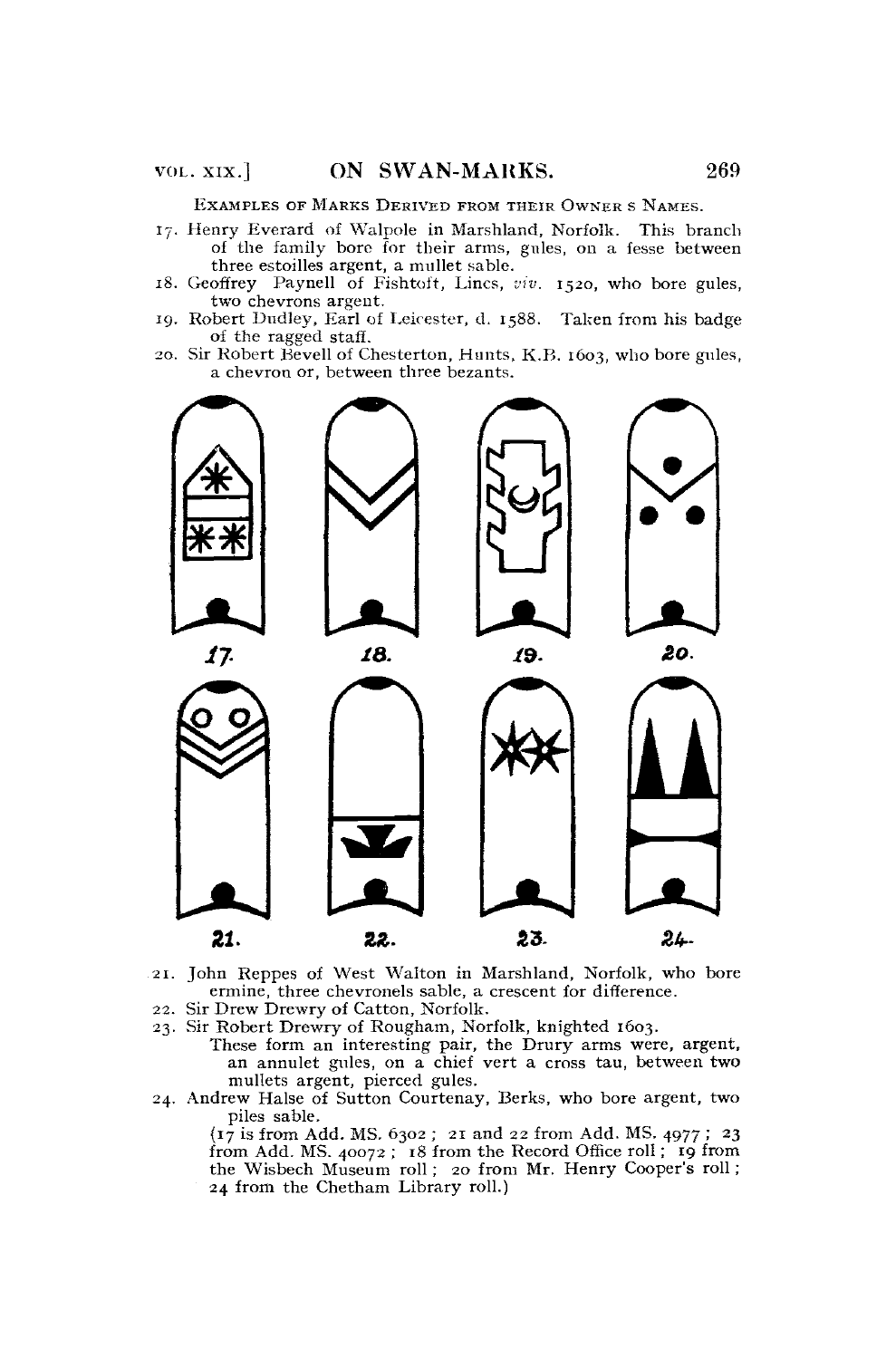EXAMPLES OF MARKS DERIVED FROM THEIR OWNER'S NAMES.

17. Henry Everard of Walpole in Marshland, Norfolk. This branch of the family bore for their arms, gules, on a fesse between three estoilles argent, a mullet sable.
18. Geoffrey Paynell of Fishtoft, Lincs, *viv.* 1520, who bore gules, two chevrons argent.
19. Robert Dudley, Earl of Leicester, d. 1588. Taken from his badge of the ragged staff.
20. Sir Robert Bevell of Chesterton, Hunts, K.B. 1603, who bore gules, a chevron or, between three bezants.

17. 18. 19. 20.

21. 22. 23. 24.

21. John Reppes of West Walton in Marshland, Norfolk, who bore ermine, three chevronels sable, a crescent for difference.
22. Sir Drew Drewry of Catton, Norfolk.
23. Sir Robert Drewry of Rougham, Norfolk, knighted 1603.
    These form an interesting pair, the Drury arms were, argent, an annulet gules, on a chief vert a cross tau, between two mullets argent, pierced gules.
24. Andrew Halse of Sutton Courtenay, Berks, who bore argent, two piles sable.

(17 is from Add. MS. 6302; 21 and 22 from Add. MS. 4977; 23 from Add. MS. 40072; 18 from the Record Office roll; 19 from the Wisbech Museum roll; 20 from Mr. Henry Cooper's roll; 24 from the Chetham Library roll.)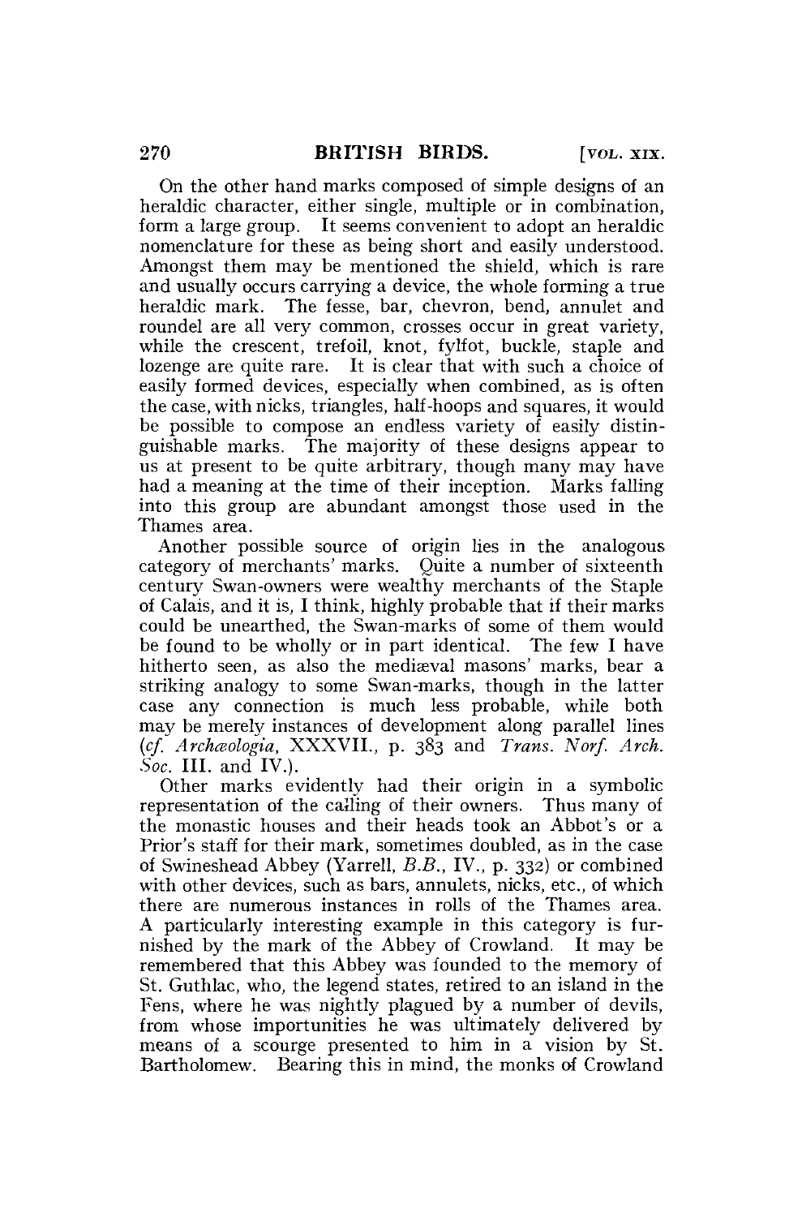On the other hand marks composed of simple designs of an heraldic character, either single, multiple or in combination, form a large group. It seems convenient to adopt an heraldic nomenclature for these as being short and easily understood. Amongst them may be mentioned the shield, which is rare and usually occurs carrying a device, the whole forming a true heraldic mark. The fesse, bar, chevron, bend, annulet and roundel are all very common, crosses occur in great variety, while the crescent, trefoil, knot, fylfot, buckle, staple and lozenge are quite rare. It is clear that with such a choice of easily formed devices, especially when combined, as is often the case, with nicks, triangles, half-hoops and squares, it would be possible to compose an endless variety of easily distinguishable marks. The majority of these designs appear to us at present to be quite arbitrary, though many may have had a meaning at the time of their inception. Marks falling into this group are abundant amongst those used in the Thames area.

Another possible source of origin lies in the analogous category of merchants' marks. Quite a number of sixteenth century Swan-owners were wealthy merchants of the Staple of Calais, and it is, I think, highly probable that if their marks could be unearthed, the Swan-marks of some of them would be found to be wholly or in part identical. The few I have hitherto seen, as also the mediæval masons' marks, bear a striking analogy to some Swan-marks, though in the latter case any connection is much less probable, while both may be merely instances of development along parallel lines (*cf. Archæologia*, XXXVII., p. 383 and *Trans. Norf. Arch. Soc.* III. and IV.).

Other marks evidently had their origin in a symbolic representation of the calling of their owners. Thus many of the monastic houses and their heads took an Abbot's or a Prior's staff for their mark, sometimes doubled, as in the case of Swineshead Abbey (Yarrell, *B.B.*, IV., p. 332) or combined with other devices, such as bars, annulets, nicks, etc., of which there are numerous instances in rolls of the Thames area. A particularly interesting example in this category is furnished by the mark of the Abbey of Crowland. It may be remembered that this Abbey was founded to the memory of St. Guthlac, who, the legend states, retired to an island in the Fens, where he was nightly plagued by a number of devils, from whose importunities he was ultimately delivered by means of a scourge presented to him in a vision by St. Bartholomew. Bearing this in mind, the monks of Crowland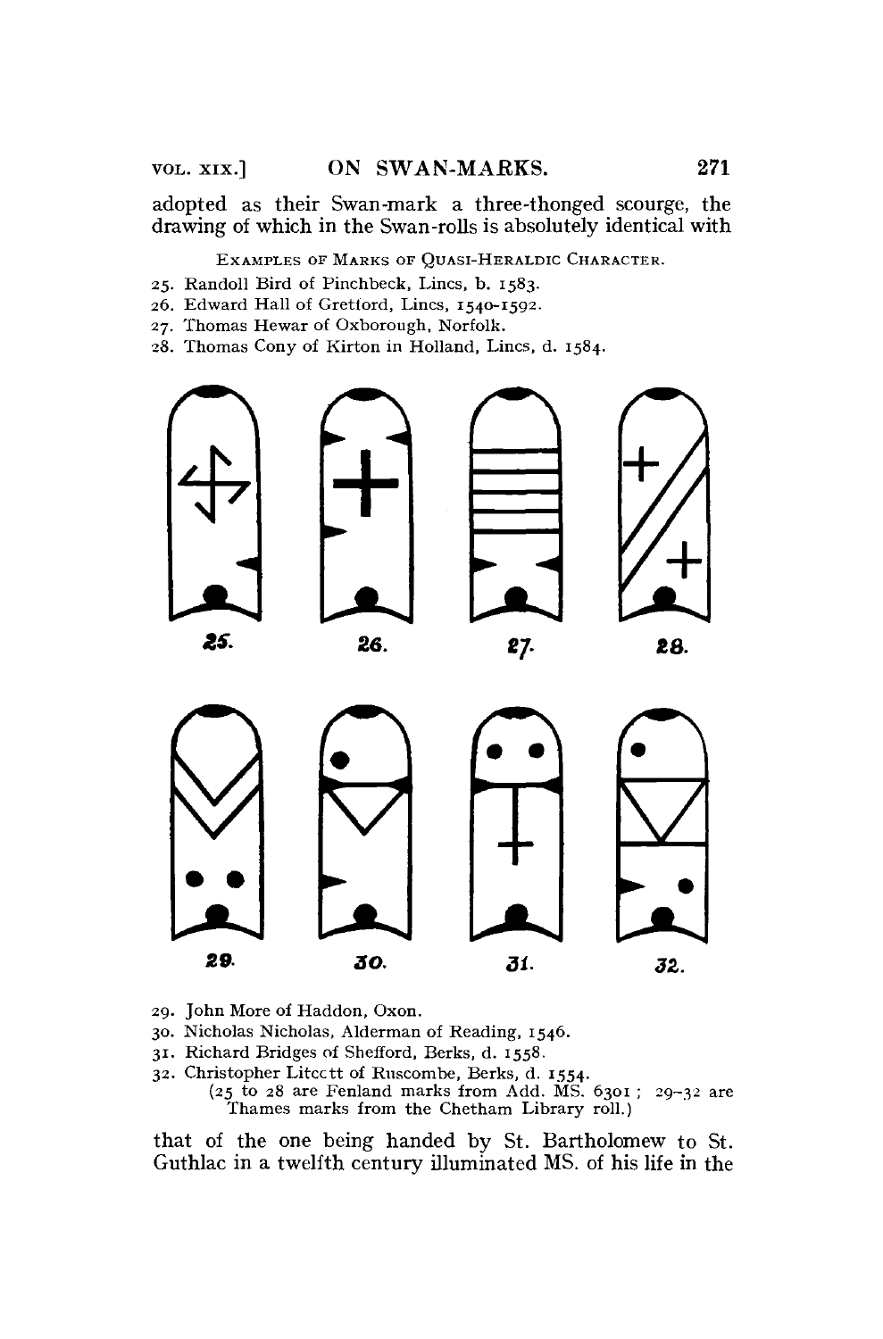adopted as their Swan-mark a three-thonged scourge, the drawing of which in the Swan-rolls is absolutely identical with

EXAMPLES OF MARKS OF QUASI-HERALDIC CHARACTER.

25. Randoll Bird of Pinchbeck, Lincs, b. 1583.
26. Edward Hall of Gretford, Lincs, 1540-1592.
27. Thomas Hewar of Oxborough, Norfolk.
28. Thomas Cony of Kirton in Holland, Lincs, d. 1584.

25. 26. 27. 28.

29. 30. 31. 32.

29. John More of Haddon, Oxon.
30. Nicholas Nicholas, Alderman of Reading, 1546.
31. Richard Bridges of Shefford, Berks, d. 1558.
32. Christopher Litcctt of Ruscombe, Berks, d. 1554.
(25 to 28 are Fenland marks from Add. MS. 6301 ; 29-32 are Thames marks from the Chetham Library roll.)

that of the one being handed by St. Bartholomew to St. Guthlac in a twelfth century illuminated MS. of his life in the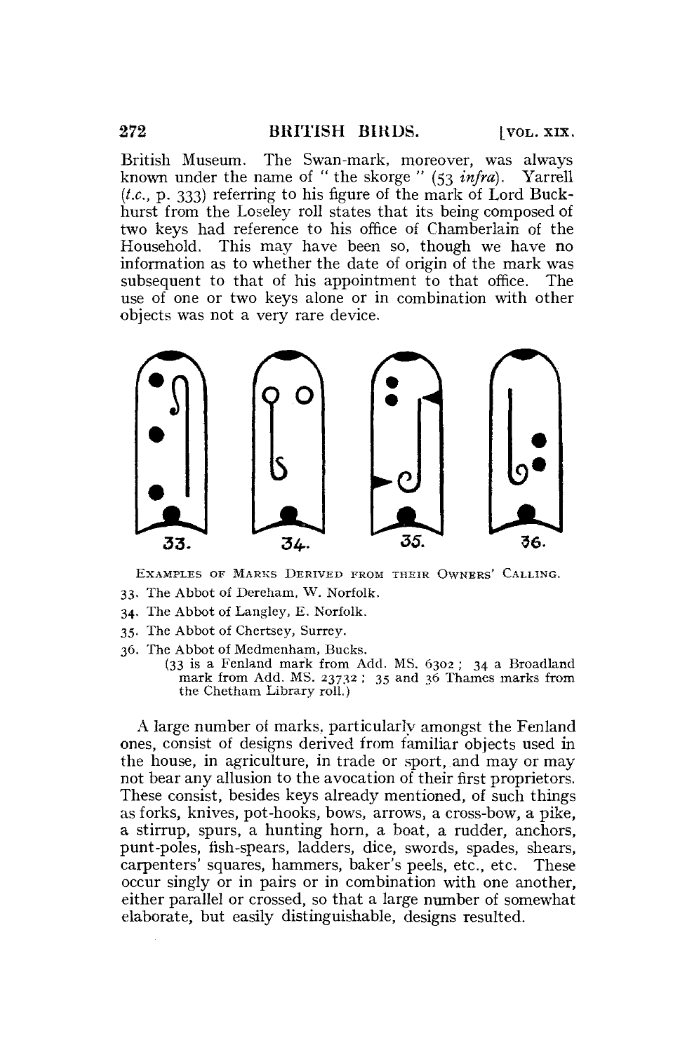British Museum. The Swan-mark, moreover, was always known under the name of "the skorge" (53 *infra*). Yarrell (*t.c.*, p. 333) referring to his figure of the mark of Lord Buckhurst from the Loseley roll states that its being composed of two keys had reference to his office of Chamberlain of the Household. This may have been so, though we have no information as to whether the date of origin of the mark was subsequent to that of his appointment to that office. The use of one or two keys alone or in combination with other objects was not a very rare device.

33. 34. 35. 36.

EXAMPLES OF MARKS DERIVED FROM THEIR OWNERS' CALLING.

33. The Abbot of Dereham, W. Norfolk.
34. The Abbot of Langley, E. Norfolk.
35. The Abbot of Chertsey, Surrey.
36. The Abbot of Medmenham, Bucks.

(33 is a Fenland mark from Add. MS. 6302; 34 a Broadland mark from Add. MS. 23732; 35 and 36 Thames marks from the Chetham Library roll.)

A large number of marks, particularly amongst the Fenland ones, consist of designs derived from familiar objects used in the house, in agriculture, in trade or sport, and may or may not bear any allusion to the avocation of their first proprietors. These consist, besides keys already mentioned, of such things as forks, knives, pot-hooks, bows, arrows, a cross-bow, a pike, a stirrup, spurs, a hunting horn, a boat, a rudder, anchors, punt-poles, fish-spears, ladders, dice, swords, spades, shears, carpenters' squares, hammers, baker's peels, etc., etc. These occur singly or in pairs or in combination with one another, either parallel or crossed, so that a large number of somewhat elaborate, but easily distinguishable, designs resulted.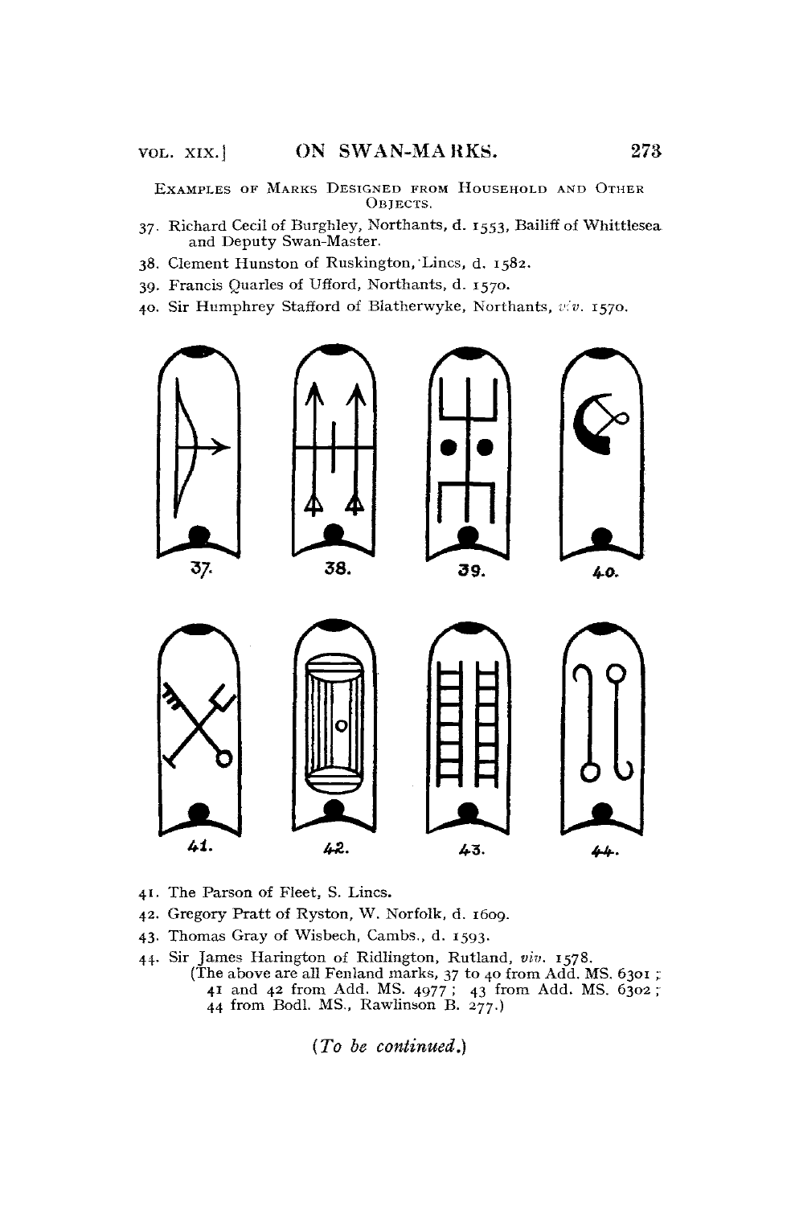Examples of Marks Designed from Household and Other Objects.

37. Richard Cecil of Burghley, Northants, d. 1553, Bailiff of Whittlesea and Deputy Swan-Master.
38. Clement Hunston of Ruskington, Lincs, d. 1582.
39. Francis Quarles of Ufford, Northants, d. 1570.
40. Sir Humphrey Stafford of Blatherwyke, Northants, *viv.* 1570.

37. 38. 39. 40.

41. 42. 43. 44.

41. The Parson of Fleet, S. Lincs.
42. Gregory Pratt of Ryston, W. Norfolk, d. 1609.
43. Thomas Gray of Wisbech, Cambs., d. 1593.
44. Sir James Harington of Ridlington, Rutland, *viv.* 1578.
 (The above are all Fenland marks, 37 to 40 from Add. MS. 6301; 41 and 42 from Add. MS. 4977; 43 from Add. MS. 6302; 44 from Bodl. MS., Rawlinson B. 277.)

*(To be continued.)*